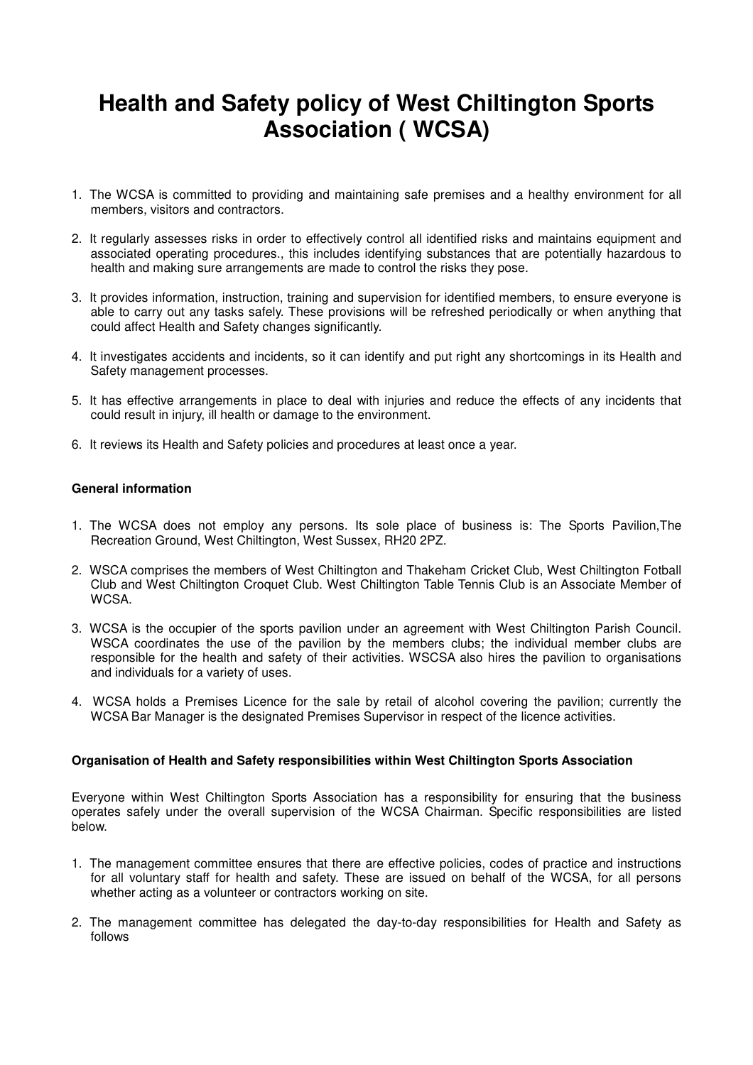# Health and Safety policy of West Chiltington Sports Association ( WCSA)

1. The WCSA is committed to providing and maintaining safe premises and a healthy environment for all members, visitors and contractors.

2. It regularly assesses risks in order to effectively control all identified risks and maintains equipment and associated operating procedures., this includes identifying substances that are potentially hazardous to health and making sure arrangements are made to control the risks they pose.

3. It provides information, instruction, training and supervision for identified members, to ensure everyone is able to carry out any tasks safely. These provisions will be refreshed periodically or when anything that could affect Health and Safety changes significantly.

4. It investigates accidents and incidents, so it can identify and put right any shortcomings in its Health and Safety management processes.

5. It has effective arrangements in place to deal with injuries and reduce the effects of any incidents that could result in injury, ill health or damage to the environment.

6. It reviews its Health and Safety policies and procedures at least once a year.

**General information**

1. The WCSA does not employ any persons. Its sole place of business is: The Sports Pavilion,The Recreation Ground, West Chiltington, West Sussex, RH20 2PZ.

2. WSCA comprises the members of West Chiltington and Thakeham Cricket Club, West Chiltington Fotball Club and West Chiltington Croquet Club. West Chiltington Table Tennis Club is an Associate Member of WCSA.

3. WCSA is the occupier of the sports pavilion under an agreement with West Chiltington Parish Council. WSCA coordinates the use of the pavilion by the members clubs; the individual member clubs are responsible for the health and safety of their activities. WSCSA also hires the pavilion to organisations and individuals for a variety of uses.

4. WCSA holds a Premises Licence for the sale by retail of alcohol covering the pavilion; currently the WCSA Bar Manager is the designated Premises Supervisor in respect of the licence activities.

**Organisation of Health and Safety responsibilities within West Chiltington Sports Association**

Everyone within West Chiltington Sports Association has a responsibility for ensuring that the business operates safely under the overall supervision of the WCSA Chairman. Specific responsibilities are listed below.

1. The management committee ensures that there are effective policies, codes of practice and instructions for all voluntary staff for health and safety. These are issued on behalf of the WCSA, for all persons whether acting as a volunteer or contractors working on site.

2. The management committee has delegated the day-to-day responsibilities for Health and Safety as follows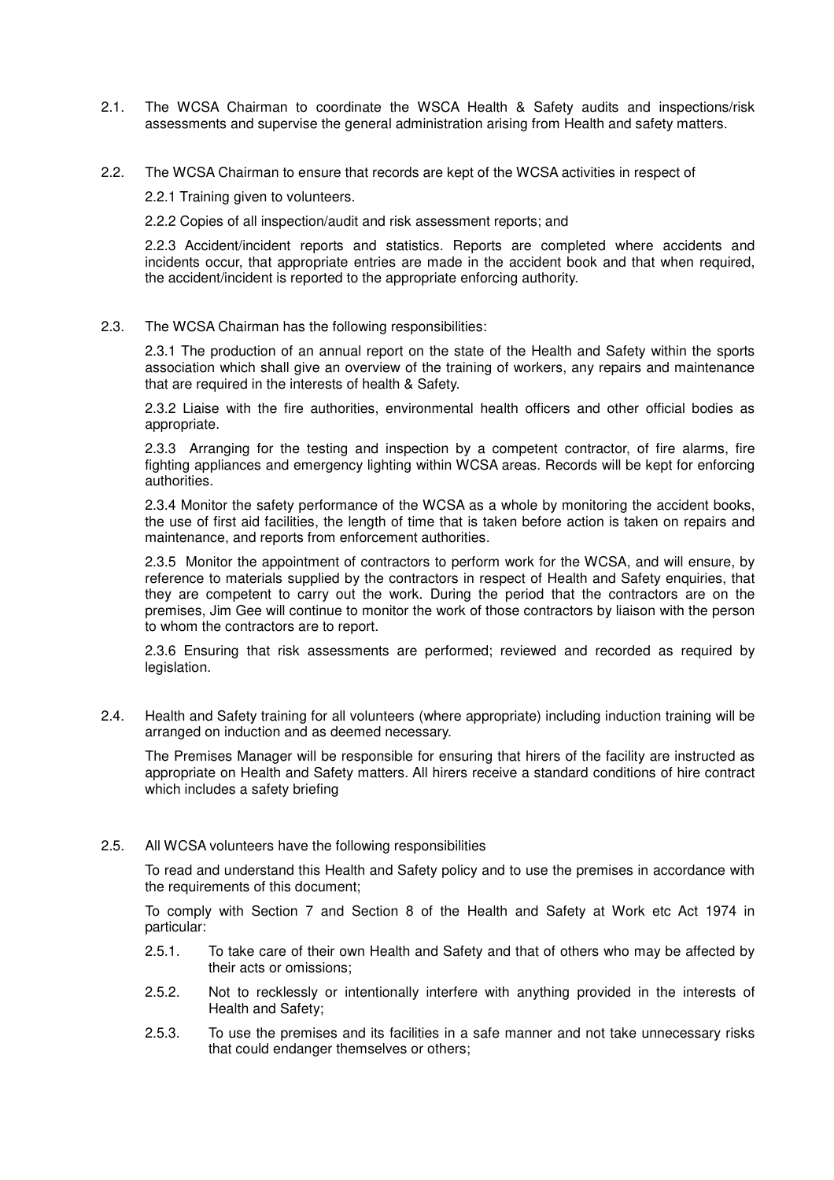2.1. The WCSA Chairman to coordinate the WSCA Health & Safety audits and inspections/risk assessments and supervise the general administration arising from Health and safety matters.

2.2. The WCSA Chairman to ensure that records are kept of the WCSA activities in respect of

2.2.1 Training given to volunteers.

2.2.2 Copies of all inspection/audit and risk assessment reports; and

2.2.3 Accident/incident reports and statistics. Reports are completed where accidents and incidents occur, that appropriate entries are made in the accident book and that when required, the accident/incident is reported to the appropriate enforcing authority.

2.3. The WCSA Chairman has the following responsibilities:

2.3.1 The production of an annual report on the state of the Health and Safety within the sports association which shall give an overview of the training of workers, any repairs and maintenance that are required in the interests of health & Safety.

2.3.2 Liaise with the fire authorities, environmental health officers and other official bodies as appropriate.

2.3.3 Arranging for the testing and inspection by a competent contractor, of fire alarms, fire fighting appliances and emergency lighting within WCSA areas. Records will be kept for enforcing authorities.

2.3.4 Monitor the safety performance of the WCSA as a whole by monitoring the accident books, the use of first aid facilities, the length of time that is taken before action is taken on repairs and maintenance, and reports from enforcement authorities.

2.3.5 Monitor the appointment of contractors to perform work for the WCSA, and will ensure, by reference to materials supplied by the contractors in respect of Health and Safety enquiries, that they are competent to carry out the work. During the period that the contractors are on the premises, Jim Gee will continue to monitor the work of those contractors by liaison with the person to whom the contractors are to report.

2.3.6 Ensuring that risk assessments are performed; reviewed and recorded as required by legislation.

2.4. Health and Safety training for all volunteers (where appropriate) including induction training will be arranged on induction and as deemed necessary.

The Premises Manager will be responsible for ensuring that hirers of the facility are instructed as appropriate on Health and Safety matters. All hirers receive a standard conditions of hire contract which includes a safety briefing

2.5. All WCSA volunteers have the following responsibilities

To read and understand this Health and Safety policy and to use the premises in accordance with the requirements of this document;

To comply with Section 7 and Section 8 of the Health and Safety at Work etc Act 1974 in particular:

2.5.1. To take care of their own Health and Safety and that of others who may be affected by their acts or omissions;

2.5.2. Not to recklessly or intentionally interfere with anything provided in the interests of Health and Safety;

2.5.3. To use the premises and its facilities in a safe manner and not take unnecessary risks that could endanger themselves or others;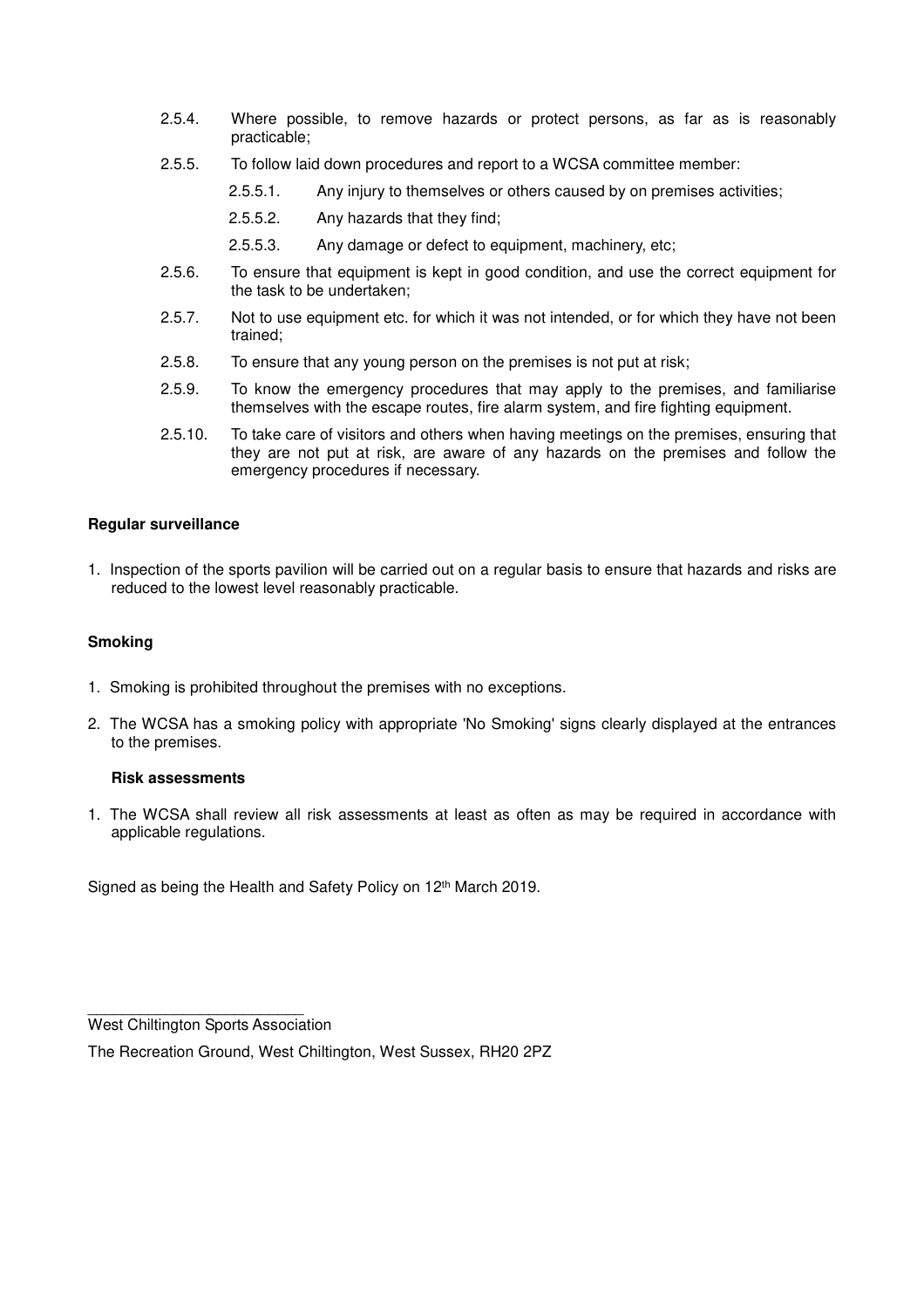2.5.4. Where possible, to remove hazards or protect persons, as far as is reasonably practicable;

2.5.5. To follow laid down procedures and report to a WCSA committee member:

- 2.5.5.1. Any injury to themselves or others caused by on premises activities;
- 2.5.5.2. Any hazards that they find;
- 2.5.5.3. Any damage or defect to equipment, machinery, etc;

2.5.6. To ensure that equipment is kept in good condition, and use the correct equipment for the task to be undertaken;

2.5.7. Not to use equipment etc. for which it was not intended, or for which they have not been trained;

2.5.8. To ensure that any young person on the premises is not put at risk;

2.5.9. To know the emergency procedures that may apply to the premises, and familiarise themselves with the escape routes, fire alarm system, and fire fighting equipment.

2.5.10. To take care of visitors and others when having meetings on the premises, ensuring that they are not put at risk, are aware of any hazards on the premises and follow the emergency procedures if necessary.

**Regular surveillance**

1. Inspection of the sports pavilion will be carried out on a regular basis to ensure that hazards and risks are reduced to the lowest level reasonably practicable.

**Smoking**

1. Smoking is prohibited throughout the premises with no exceptions.
2. The WCSA has a smoking policy with appropriate 'No Smoking' signs clearly displayed at the entrances to the premises.

**Risk assessments**

1. The WCSA shall review all risk assessments at least as often as may be required in accordance with applicable regulations.

Signed as being the Health and Safety Policy on 12th March 2019.

\_\_\_\_\_\_\_\_\_\_\_\_\_\_\_\_\_\_\_\_\_\_\_\_\_\_\_

West Chiltington Sports Association

The Recreation Ground, West Chiltington, West Sussex, RH20 2PZ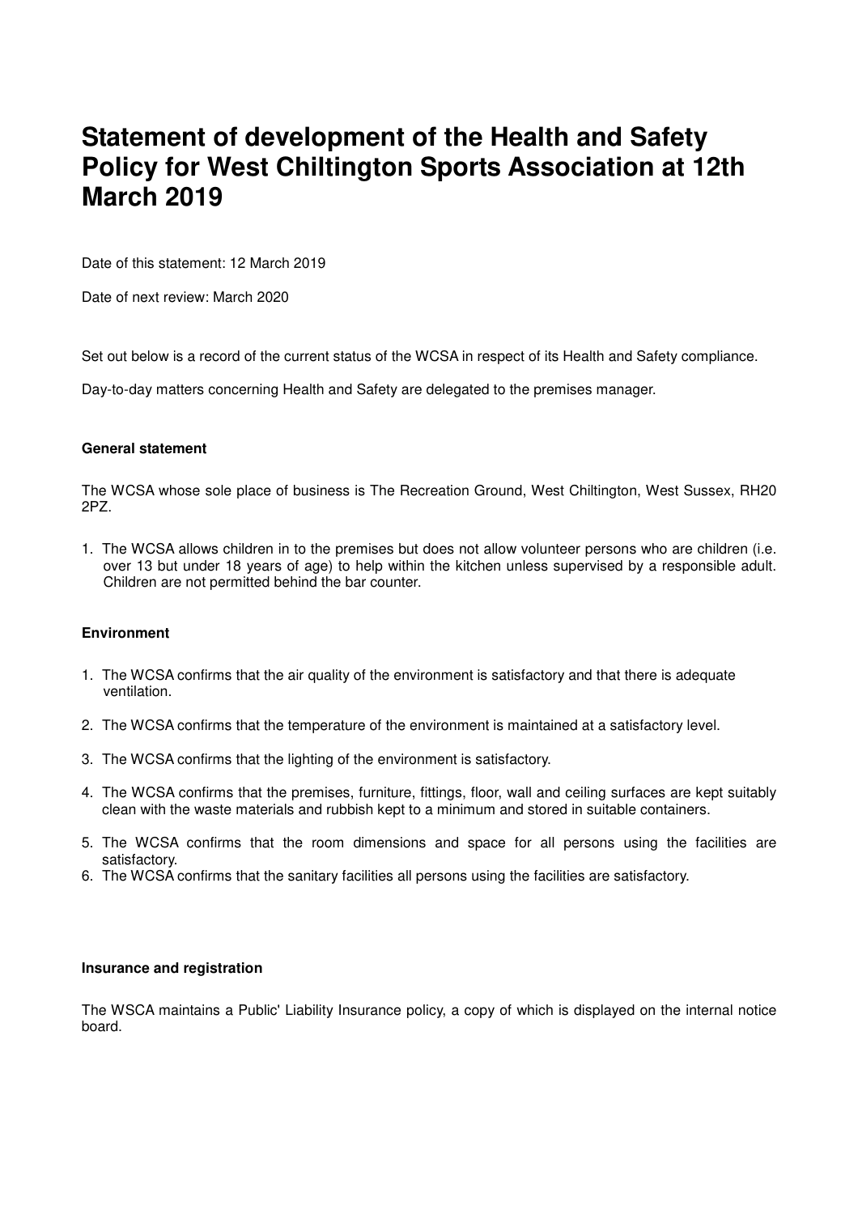# Statement of development of the Health and Safety Policy for West Chiltington Sports Association at 12th March 2019

Date of this statement: 12 March 2019

Date of next review: March 2020

Set out below is a record of the current status of the WCSA in respect of its Health and Safety compliance.

Day-to-day matters concerning Health and Safety are delegated to the premises manager.

**General statement**

The WCSA whose sole place of business is The Recreation Ground, West Chiltington, West Sussex, RH20 2PZ.

1. The WCSA allows children in to the premises but does not allow volunteer persons who are children (i.e. over 13 but under 18 years of age) to help within the kitchen unless supervised by a responsible adult. Children are not permitted behind the bar counter.

**Environment**

1. The WCSA confirms that the air quality of the environment is satisfactory and that there is adequate ventilation.
2. The WCSA confirms that the temperature of the environment is maintained at a satisfactory level.
3. The WCSA confirms that the lighting of the environment is satisfactory.
4. The WCSA confirms that the premises, furniture, fittings, floor, wall and ceiling surfaces are kept suitably clean with the waste materials and rubbish kept to a minimum and stored in suitable containers.
5. The WCSA confirms that the room dimensions and space for all persons using the facilities are satisfactory.
6. The WCSA confirms that the sanitary facilities all persons using the facilities are satisfactory.

**Insurance and registration**

The WSCA maintains a Public' Liability Insurance policy, a copy of which is displayed on the internal notice board.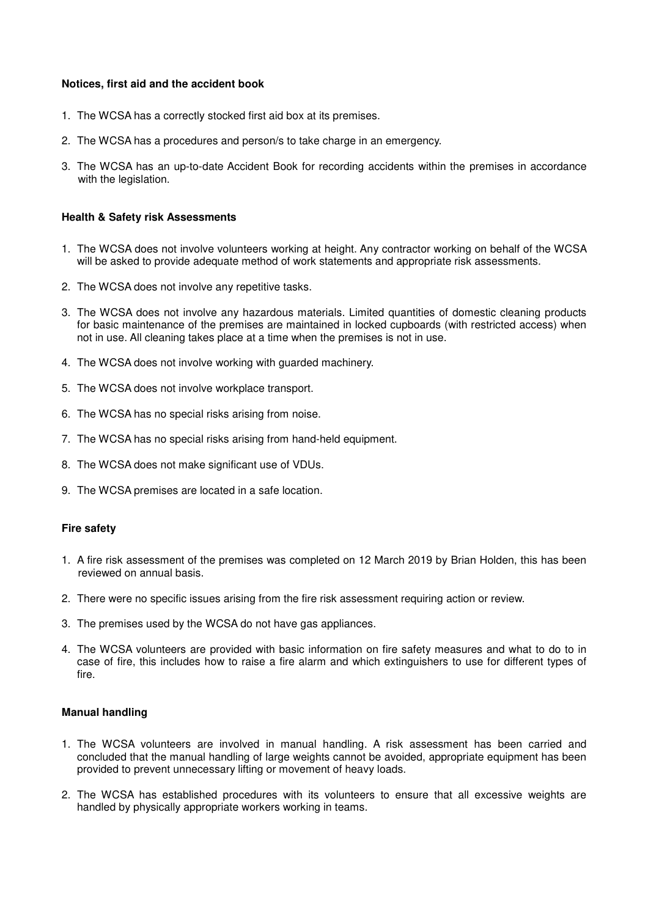**Notices, first aid and the accident book**

1. The WCSA has a correctly stocked first aid box at its premises.
2. The WCSA has a procedures and person/s to take charge in an emergency.
3. The WCSA has an up-to-date Accident Book for recording accidents within the premises in accordance with the legislation.

**Health & Safety risk Assessments**

1. The WCSA does not involve volunteers working at height. Any contractor working on behalf of the WCSA will be asked to provide adequate method of work statements and appropriate risk assessments.
2. The WCSA does not involve any repetitive tasks.
3. The WCSA does not involve any hazardous materials. Limited quantities of domestic cleaning products for basic maintenance of the premises are maintained in locked cupboards (with restricted access) when not in use. All cleaning takes place at a time when the premises is not in use.
4. The WCSA does not involve working with guarded machinery.
5. The WCSA does not involve workplace transport.
6. The WCSA has no special risks arising from noise.
7. The WCSA has no special risks arising from hand-held equipment.
8. The WCSA does not make significant use of VDUs.
9. The WCSA premises are located in a safe location.

**Fire safety**

1. A fire risk assessment of the premises was completed on 12 March 2019 by Brian Holden, this has been reviewed on annual basis.
2. There were no specific issues arising from the fire risk assessment requiring action or review.
3. The premises used by the WCSA do not have gas appliances.
4. The WCSA volunteers are provided with basic information on fire safety measures and what to do to in case of fire, this includes how to raise a fire alarm and which extinguishers to use for different types of fire.

**Manual handling**

1. The WCSA volunteers are involved in manual handling. A risk assessment has been carried and concluded that the manual handling of large weights cannot be avoided, appropriate equipment has been provided to prevent unnecessary lifting or movement of heavy loads.
2. The WCSA has established procedures with its volunteers to ensure that all excessive weights are handled by physically appropriate workers working in teams.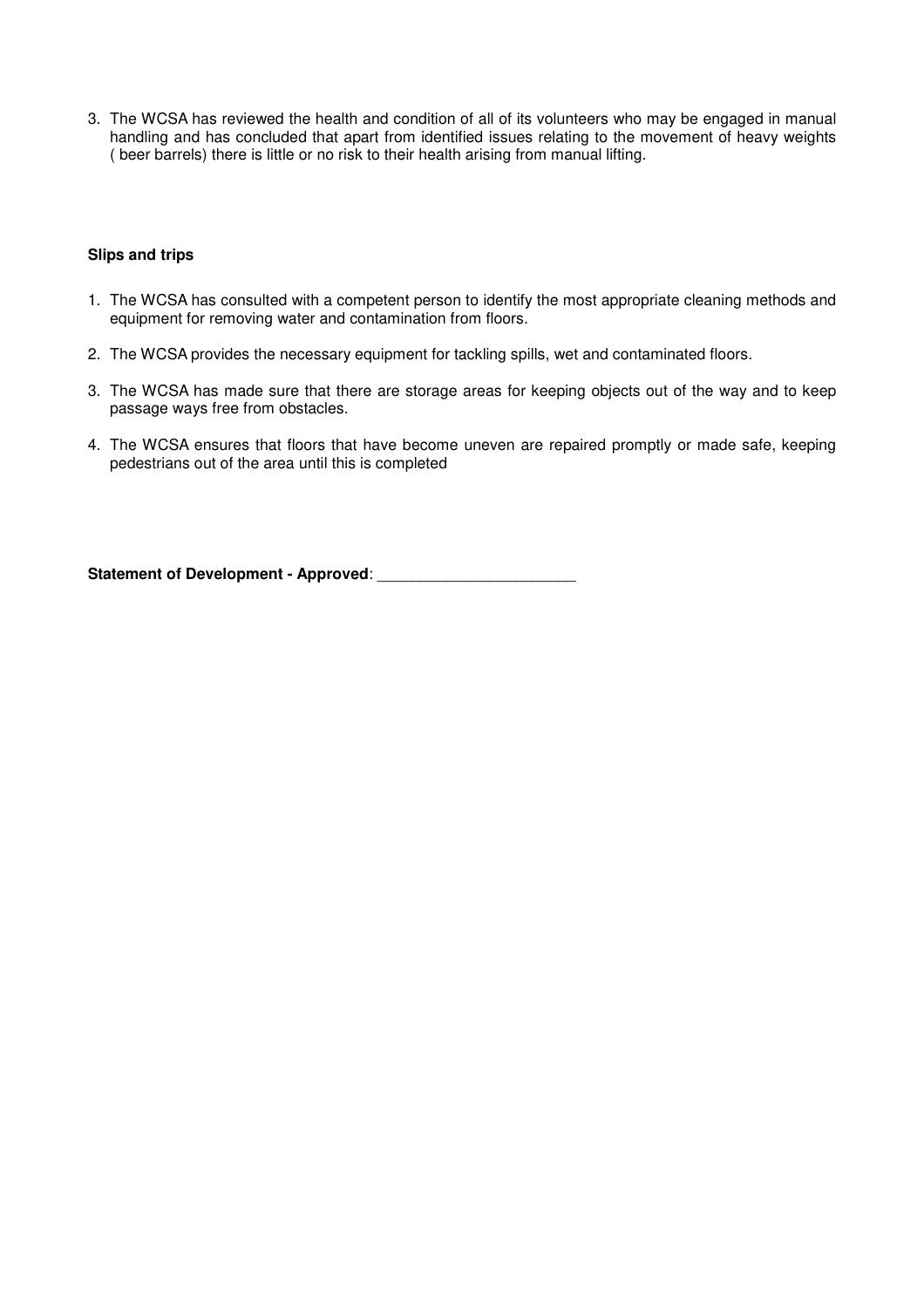3. The WCSA has reviewed the health and condition of all of its volunteers who may be engaged in manual handling and has concluded that apart from identified issues relating to the movement of heavy weights ( beer barrels) there is little or no risk to their health arising from manual lifting.

**Slips and trips**

1. The WCSA has consulted with a competent person to identify the most appropriate cleaning methods and equipment for removing water and contamination from floors.

2. The WCSA provides the necessary equipment for tackling spills, wet and contaminated floors.

3. The WCSA has made sure that there are storage areas for keeping objects out of the way and to keep passage ways free from obstacles.

4. The WCSA ensures that floors that have become uneven are repaired promptly or made safe, keeping pedestrians out of the area until this is completed

**Statement of Development - Approved**: _______________________